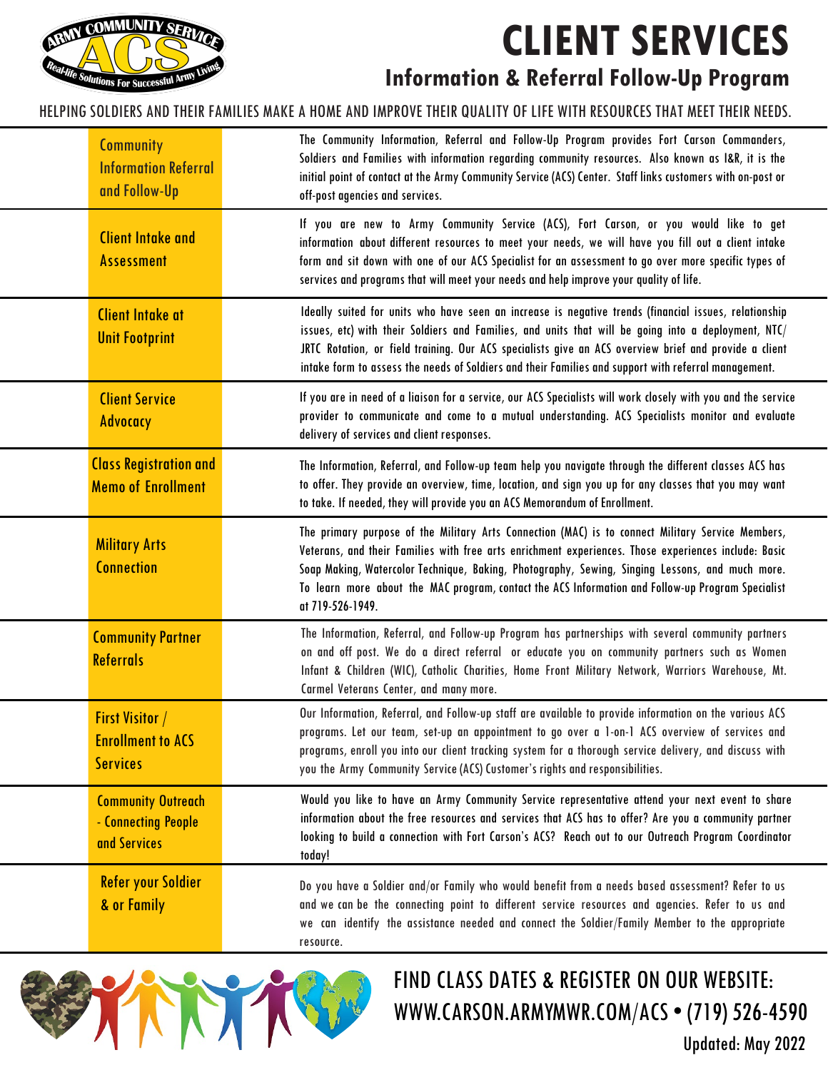# CLIENT SERVICES

## Information & Referral Follow-Up Program

HELPING SOLDIERS AND THEIR FAMILIES MAKE A HOME AND IMPROVE THEIR QUALITY OF LIFE WITH RESOURCES THAT MEET THEIR NEEDS.

| Service | Description |
|---|---|
| Community Information Referral and Follow-Up | The Community Information, Referral and Follow-Up Program provides Fort Carson Commanders, Soldiers and Families with information regarding community resources. Also known as I&R, it is the initial point of contact at the Army Community Service (ACS) Center. Staff links customers with on-post or off-post agencies and services. |
| Client Intake and Assessment | If you are new to Army Community Service (ACS), Fort Carson, or you would like to get information about different resources to meet your needs, we will have you fill out a client intake form and sit down with one of our ACS Specialist for an assessment to go over more specific types of services and programs that will meet your needs and help improve your quality of life. |
| Client Intake at Unit Footprint | Ideally suited for units who have seen an increase is negative trends (financial issues, relationship issues, etc) with their Soldiers and Families, and units that will be going into a deployment, NTC/JRTC Rotation, or field training. Our ACS specialists give an ACS overview brief and provide a client intake form to assess the needs of Soldiers and their Families and support with referral management. |
| Client Service Advocacy | If you are in need of a liaison for a service, our ACS Specialists will work closely with you and the service provider to communicate and come to a mutual understanding. ACS Specialists monitor and evaluate delivery of services and client responses. |
| Class Registration and Memo of Enrollment | The Information, Referral, and Follow-up team help you navigate through the different classes ACS has to offer. They provide an overview, time, location, and sign you up for any classes that you may want to take. If needed, they will provide you an ACS Memorandum of Enrollment. |
| Military Arts Connection | The primary purpose of the Military Arts Connection (MAC) is to connect Military Service Members, Veterans, and their Families with free arts enrichment experiences. Those experiences include: Basic Soap Making, Watercolor Technique, Baking, Photography, Sewing, Singing Lessons, and much more. To learn more about the MAC program, contact the ACS Information and Follow-up Program Specialist at 719-526-1949. |
| Community Partner Referrals | The Information, Referral, and Follow-up Program has partnerships with several community partners on and off post. We do a direct referral or educate you on community partners such as Women Infant & Children (WIC), Catholic Charities, Home Front Military Network, Warriors Warehouse, Mt. Carmel Veterans Center, and many more. |
| First Visitor / Enrollment to ACS Services | Our Information, Referral, and Follow-up staff are available to provide information on the various ACS programs. Let our team, set-up an appointment to go over a 1-on-1 ACS overview of services and programs, enroll you into our client tracking system for a thorough service delivery, and discuss with you the Army Community Service (ACS) Customer's rights and responsibilities. |
| Community Outreach - Connecting People and Services | Would you like to have an Army Community Service representative attend your next event to share information about the free resources and services that ACS has to offer? Are you a community partner looking to build a connection with Fort Carson's ACS? Reach out to our Outreach Program Coordinator today! |
| Refer your Soldier & or Family | Do you have a Soldier and/or Family who would benefit from a needs based assessment? Refer to us and we can be the connecting point to different service resources and agencies. Refer to us and we can identify the assistance needed and connect the Soldier/Family Member to the appropriate resource. |

FIND CLASS DATES & REGISTER ON OUR WEBSITE:
WWW.CARSON.ARMYMWR.COM/ACS • (719) 526-4590

Updated: May 2022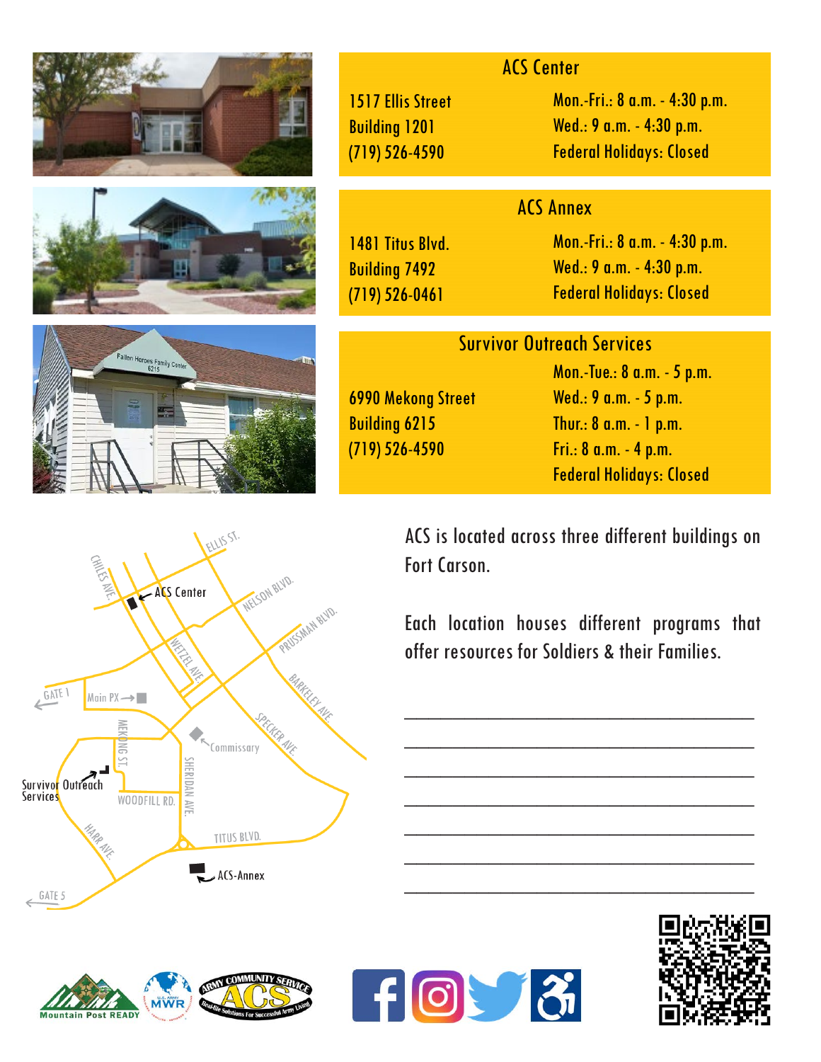## ACS Center

1517 Ellis Street
Building 1201
(719) 526-4590

Mon.-Fri.: 8 a.m. - 4:30 p.m.
Wed.: 9 a.m. - 4:30 p.m.
Federal Holidays: Closed

## ACS Annex

1481 Titus Blvd.
Building 7492
(719) 526-0461

Mon.-Fri.: 8 a.m. - 4:30 p.m.
Wed.: 9 a.m. - 4:30 p.m.
Federal Holidays: Closed

## Survivor Outreach Services

6990 Mekong Street
Building 6215
(719) 526-4590

Mon.-Tue.: 8 a.m. - 5 p.m.
Wed.: 9 a.m. - 5 p.m.
Thur.: 8 a.m. - 1 p.m.
Fri.: 8 a.m. - 4 p.m.
Federal Holidays: Closed

ELLIS ST.
CHILES AVE.
ACS Center
NELSON BLVD.
PRUSSMAN BLVD.
WETZEL AVE.
GATE 1
Main PX
BARKELEY AVE.
SPECKER AVE.
MEKONG ST.
Commissary
Survivor Outreach Services
WOODFILL RD.
SHERIDAN AVE.
HARP AVE.
TITUS BLVD.
ACS-Annex
GATE 5

ACS is located across three different buildings on Fort Carson.

Each location houses different programs that offer resources for Soldiers & their Families.

Mountain Post READY